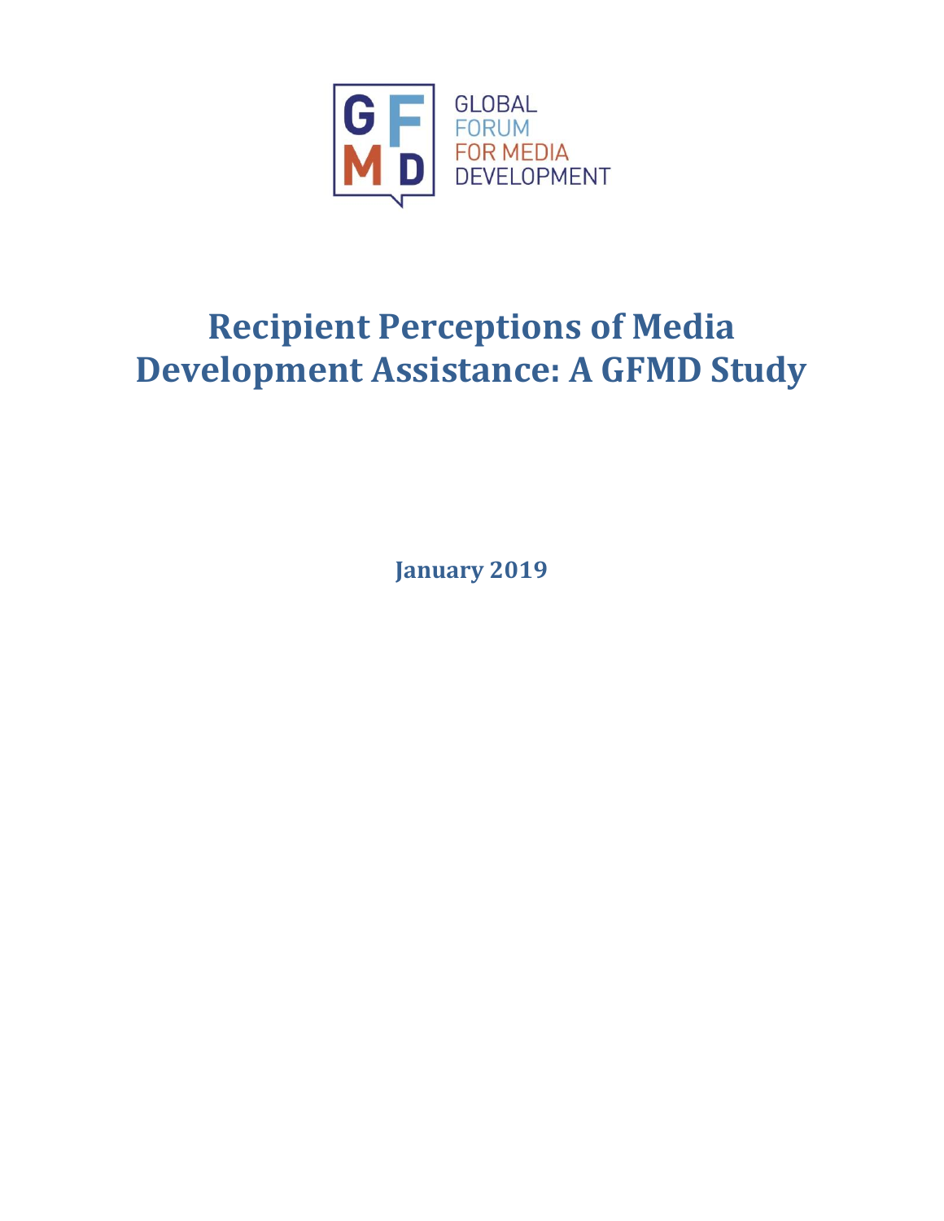GLOBAL FORUM FOR MEDIA DEVELOPMENT

# Recipient Perceptions of Media Development Assistance: A GFMD Study

**January 2019**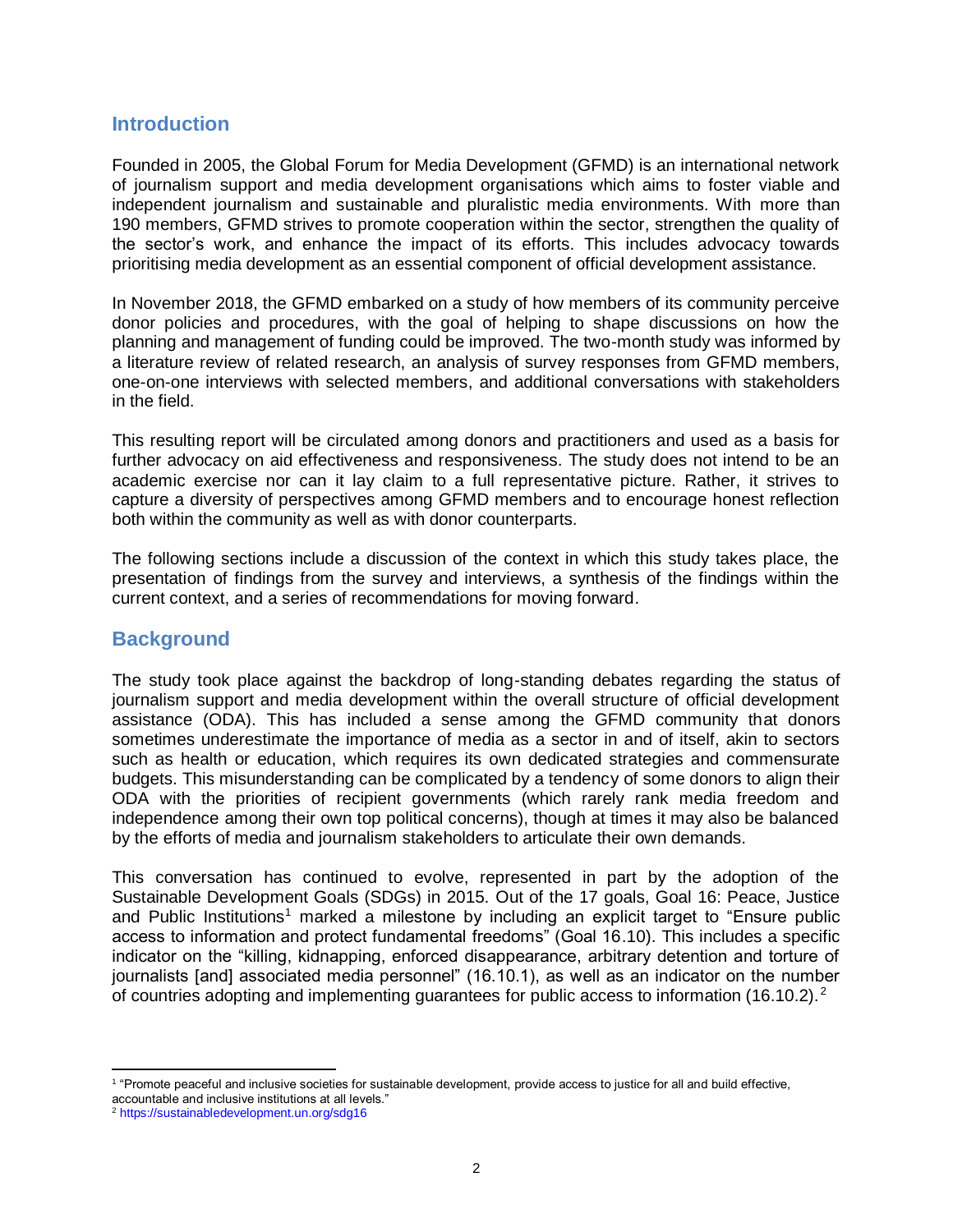## Introduction

Founded in 2005, the Global Forum for Media Development (GFMD) is an international network of journalism support and media development organisations which aims to foster viable and independent journalism and sustainable and pluralistic media environments. With more than 190 members, GFMD strives to promote cooperation within the sector, strengthen the quality of the sector's work, and enhance the impact of its efforts. This includes advocacy towards prioritising media development as an essential component of official development assistance.

In November 2018, the GFMD embarked on a study of how members of its community perceive donor policies and procedures, with the goal of helping to shape discussions on how the planning and management of funding could be improved. The two-month study was informed by a literature review of related research, an analysis of survey responses from GFMD members, one-on-one interviews with selected members, and additional conversations with stakeholders in the field.

This resulting report will be circulated among donors and practitioners and used as a basis for further advocacy on aid effectiveness and responsiveness. The study does not intend to be an academic exercise nor can it lay claim to a full representative picture. Rather, it strives to capture a diversity of perspectives among GFMD members and to encourage honest reflection both within the community as well as with donor counterparts.

The following sections include a discussion of the context in which this study takes place, the presentation of findings from the survey and interviews, a synthesis of the findings within the current context, and a series of recommendations for moving forward.

## Background

The study took place against the backdrop of long-standing debates regarding the status of journalism support and media development within the overall structure of official development assistance (ODA). This has included a sense among the GFMD community that donors sometimes underestimate the importance of media as a sector in and of itself, akin to sectors such as health or education, which requires its own dedicated strategies and commensurate budgets. This misunderstanding can be complicated by a tendency of some donors to align their ODA with the priorities of recipient governments (which rarely rank media freedom and independence among their own top political concerns), though at times it may also be balanced by the efforts of media and journalism stakeholders to articulate their own demands.

This conversation has continued to evolve, represented in part by the adoption of the Sustainable Development Goals (SDGs) in 2015. Out of the 17 goals, Goal 16: Peace, Justice and Public Institutions[1] marked a milestone by including an explicit target to "Ensure public access to information and protect fundamental freedoms" (Goal 16.10). This includes a specific indicator on the "killing, kidnapping, enforced disappearance, arbitrary detention and torture of journalists [and] associated media personnel" (16.10.1), as well as an indicator on the number of countries adopting and implementing guarantees for public access to information (16.10.2).[2]

[1] "Promote peaceful and inclusive societies for sustainable development, provide access to justice for all and build effective, accountable and inclusive institutions at all levels."

[2] https://sustainabledevelopment.un.org/sdg16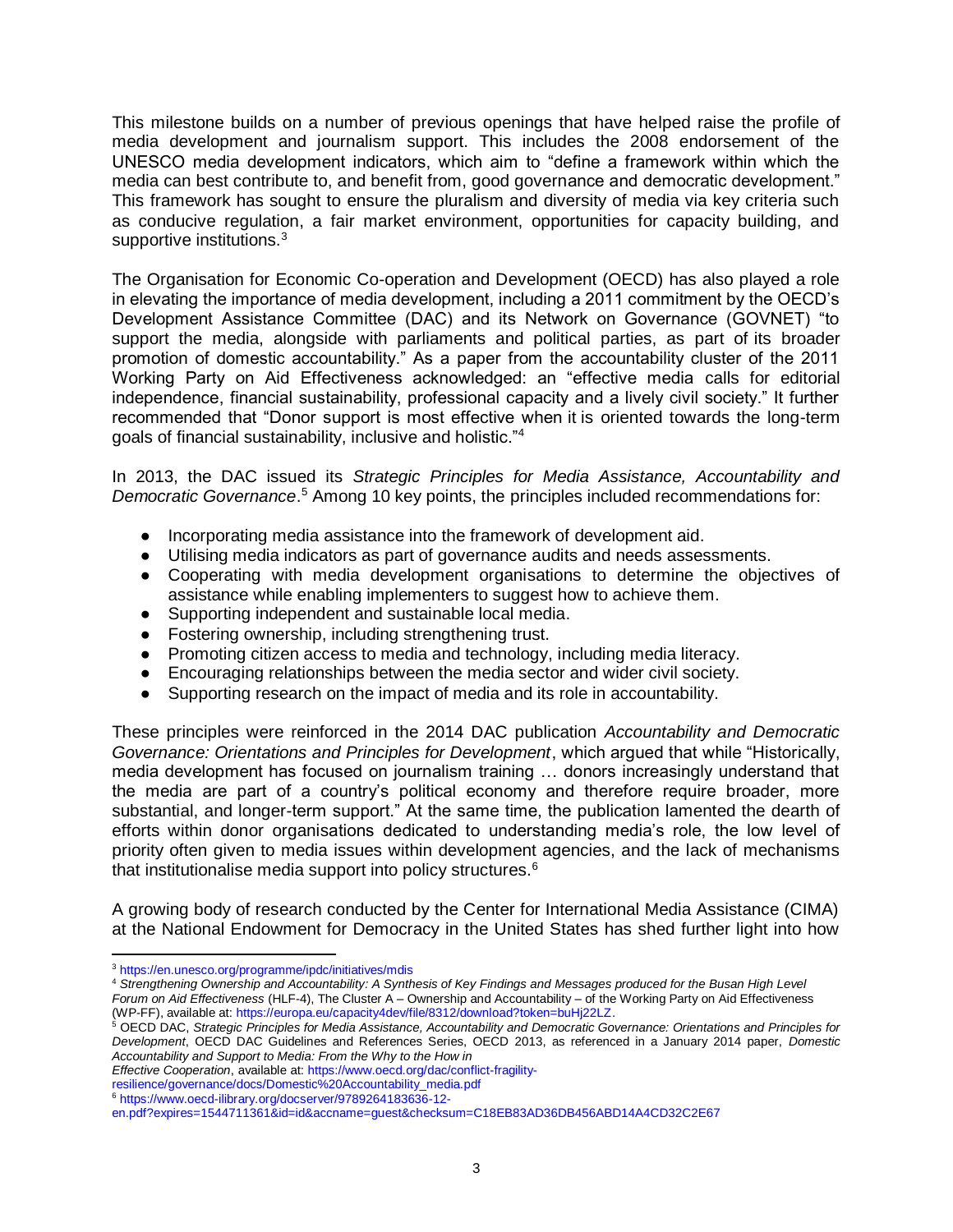This milestone builds on a number of previous openings that have helped raise the profile of media development and journalism support. This includes the 2008 endorsement of the UNESCO media development indicators, which aim to "define a framework within which the media can best contribute to, and benefit from, good governance and democratic development." This framework has sought to ensure the pluralism and diversity of media via key criteria such as conducive regulation, a fair market environment, opportunities for capacity building, and supportive institutions.[3]

The Organisation for Economic Co-operation and Development (OECD) has also played a role in elevating the importance of media development, including a 2011 commitment by the OECD's Development Assistance Committee (DAC) and its Network on Governance (GOVNET) "to support the media, alongside with parliaments and political parties, as part of its broader promotion of domestic accountability." As a paper from the accountability cluster of the 2011 Working Party on Aid Effectiveness acknowledged: an "effective media calls for editorial independence, financial sustainability, professional capacity and a lively civil society." It further recommended that "Donor support is most effective when it is oriented towards the long-term goals of financial sustainability, inclusive and holistic."[4]

In 2013, the DAC issued its *Strategic Principles for Media Assistance, Accountability and Democratic Governance*.[5] Among 10 key points, the principles included recommendations for:

- Incorporating media assistance into the framework of development aid.
- Utilising media indicators as part of governance audits and needs assessments.
- Cooperating with media development organisations to determine the objectives of assistance while enabling implementers to suggest how to achieve them.
- Supporting independent and sustainable local media.
- Fostering ownership, including strengthening trust.
- Promoting citizen access to media and technology, including media literacy.
- Encouraging relationships between the media sector and wider civil society.
- Supporting research on the impact of media and its role in accountability.

These principles were reinforced in the 2014 DAC publication *Accountability and Democratic Governance: Orientations and Principles for Development*, which argued that while "Historically, media development has focused on journalism training … donors increasingly understand that the media are part of a country's political economy and therefore require broader, more substantial, and longer-term support." At the same time, the publication lamented the dearth of efforts within donor organisations dedicated to understanding media's role, the low level of priority often given to media issues within development agencies, and the lack of mechanisms that institutionalise media support into policy structures.[6]

A growing body of research conducted by the Center for International Media Assistance (CIMA) at the National Endowment for Democracy in the United States has shed further light into how

---

[3] https://en.unesco.org/programme/ipdc/initiatives/mdis

[4] *Strengthening Ownership and Accountability: A Synthesis of Key Findings and Messages produced for the Busan High Level Forum on Aid Effectiveness* (HLF-4), The Cluster A – Ownership and Accountability – of the Working Party on Aid Effectiveness (WP-FF), available at: https://europa.eu/capacity4dev/file/8312/download?token=buHj22LZ.

[5] OECD DAC, *Strategic Principles for Media Assistance, Accountability and Democratic Governance: Orientations and Principles for Development*, OECD DAC Guidelines and References Series, OECD 2013, as referenced in a January 2014 paper, *Domestic Accountability and Support to Media: From the Why to the How in Effective Cooperation*, available at: https://www.oecd.org/dac/conflict-fragility-resilience/governance/docs/Domestic%20Accountability_media.pdf

[6] https://www.oecd-ilibrary.org/docserver/9789264183636-12-en.pdf?expires=1544711361&id=id&accname=guest&checksum=C18EB83AD36DB456ABD14A4CD32C2E67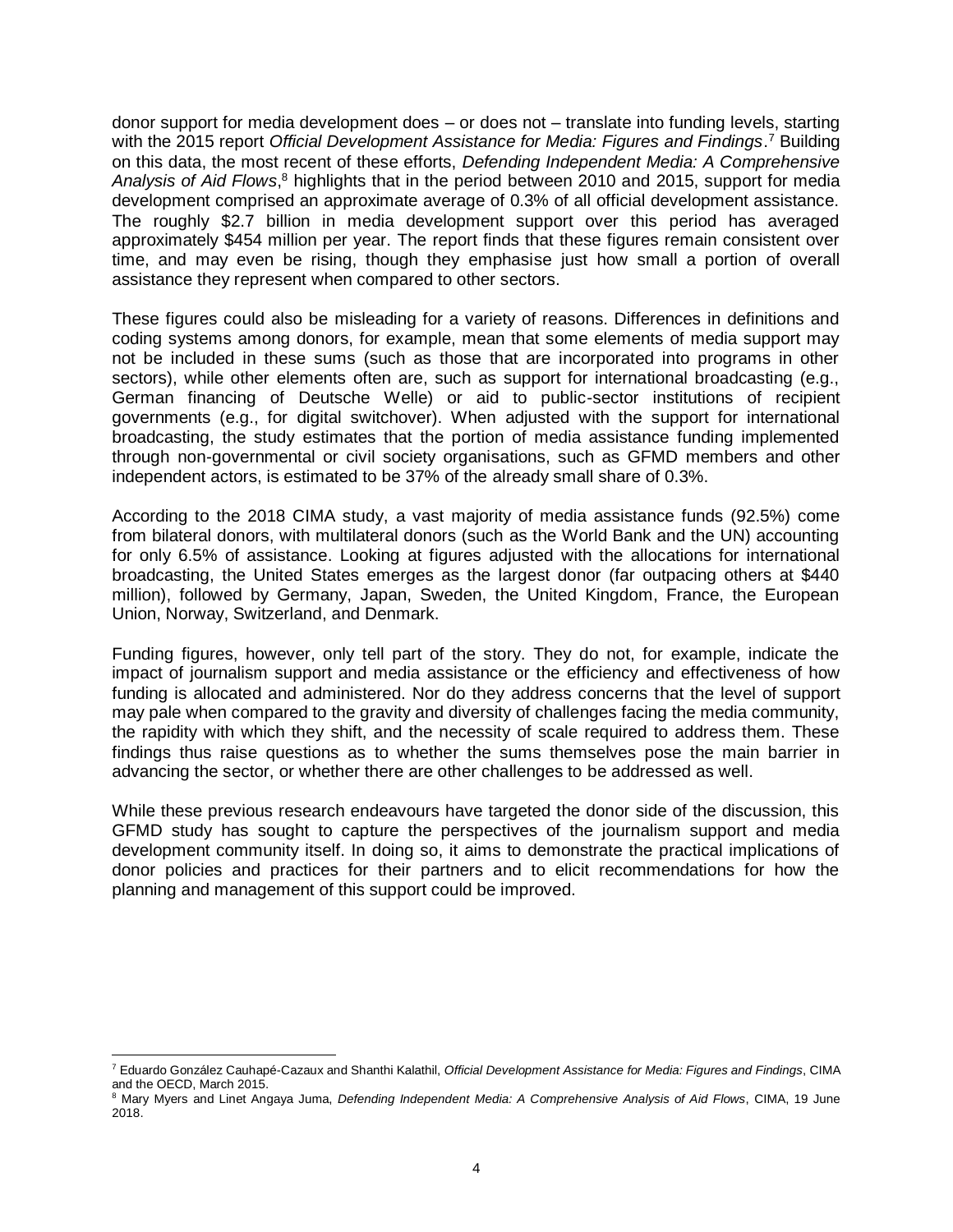donor support for media development does – or does not – translate into funding levels, starting with the 2015 report *Official Development Assistance for Media: Figures and Findings*.[7] Building on this data, the most recent of these efforts, *Defending Independent Media: A Comprehensive Analysis of Aid Flows*,[8] highlights that in the period between 2010 and 2015, support for media development comprised an approximate average of 0.3% of all official development assistance. The roughly $2.7 billion in media development support over this period has averaged approximately $454 million per year. The report finds that these figures remain consistent over time, and may even be rising, though they emphasise just how small a portion of overall assistance they represent when compared to other sectors.

These figures could also be misleading for a variety of reasons. Differences in definitions and coding systems among donors, for example, mean that some elements of media support may not be included in these sums (such as those that are incorporated into programs in other sectors), while other elements often are, such as support for international broadcasting (e.g., German financing of Deutsche Welle) or aid to public-sector institutions of recipient governments (e.g., for digital switchover). When adjusted with the support for international broadcasting, the study estimates that the portion of media assistance funding implemented through non-governmental or civil society organisations, such as GFMD members and other independent actors, is estimated to be 37% of the already small share of 0.3%.

According to the 2018 CIMA study, a vast majority of media assistance funds (92.5%) come from bilateral donors, with multilateral donors (such as the World Bank and the UN) accounting for only 6.5% of assistance. Looking at figures adjusted with the allocations for international broadcasting, the United States emerges as the largest donor (far outpacing others at $440 million), followed by Germany, Japan, Sweden, the United Kingdom, France, the European Union, Norway, Switzerland, and Denmark.

Funding figures, however, only tell part of the story. They do not, for example, indicate the impact of journalism support and media assistance or the efficiency and effectiveness of how funding is allocated and administered. Nor do they address concerns that the level of support may pale when compared to the gravity and diversity of challenges facing the media community, the rapidity with which they shift, and the necessity of scale required to address them. These findings thus raise questions as to whether the sums themselves pose the main barrier in advancing the sector, or whether there are other challenges to be addressed as well.

While these previous research endeavours have targeted the donor side of the discussion, this GFMD study has sought to capture the perspectives of the journalism support and media development community itself. In doing so, it aims to demonstrate the practical implications of donor policies and practices for their partners and to elicit recommendations for how the planning and management of this support could be improved.

---

[7] Eduardo González Cauhapé-Cazaux and Shanthi Kalathil, *Official Development Assistance for Media: Figures and Findings*, CIMA and the OECD, March 2015.

[8] Mary Myers and Linet Angaya Juma, *Defending Independent Media: A Comprehensive Analysis of Aid Flows*, CIMA, 19 June 2018.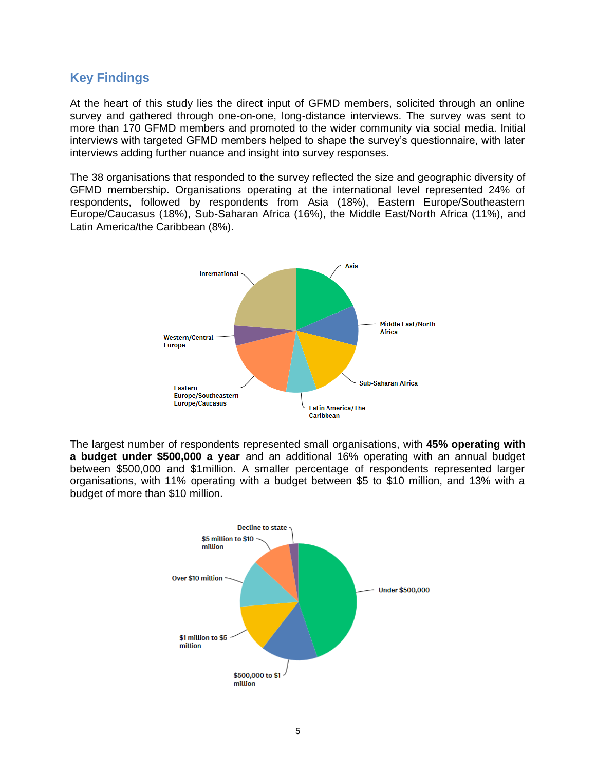## Key Findings

At the heart of this study lies the direct input of GFMD members, solicited through an online survey and gathered through one-on-one, long-distance interviews. The survey was sent to more than 170 GFMD members and promoted to the wider community via social media. Initial interviews with targeted GFMD members helped to shape the survey's questionnaire, with later interviews adding further nuance and insight into survey responses.

The 38 organisations that responded to the survey reflected the size and geographic diversity of GFMD membership. Organisations operating at the international level represented 24% of respondents, followed by respondents from Asia (18%), Eastern Europe/Southeastern Europe/Caucasus (18%), Sub-Saharan Africa (16%), the Middle East/North Africa (11%), and Latin America/the Caribbean (8%).

The largest number of respondents represented small organisations, with **45% operating with a budget under $500,000 a year** and an additional 16% operating with an annual budget between $500,000 and $1million. A smaller percentage of respondents represented larger organisations, with 11% operating with a budget between $5 to $10 million, and 13% with a budget of more than $10 million.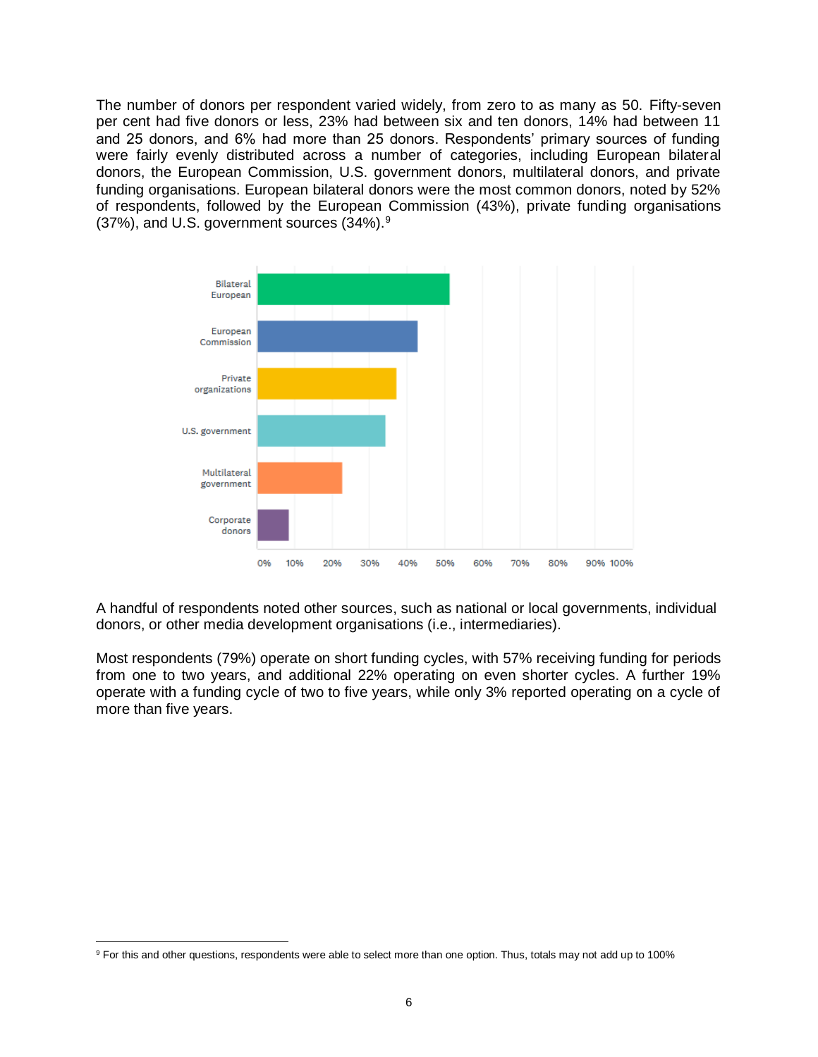The number of donors per respondent varied widely, from zero to as many as 50. Fifty-seven per cent had five donors or less, 23% had between six and ten donors, 14% had between 11 and 25 donors, and 6% had more than 25 donors. Respondents' primary sources of funding were fairly evenly distributed across a number of categories, including European bilateral donors, the European Commission, U.S. government donors, multilateral donors, and private funding organisations. European bilateral donors were the most common donors, noted by 52% of respondents, followed by the European Commission (43%), private funding organisations (37%), and U.S. government sources (34%).[9]

A handful of respondents noted other sources, such as national or local governments, individual donors, or other media development organisations (i.e., intermediaries).

Most respondents (79%) operate on short funding cycles, with 57% receiving funding for periods from one to two years, and additional 22% operating on even shorter cycles. A further 19% operate with a funding cycle of two to five years, while only 3% reported operating on a cycle of more than five years.

[9] For this and other questions, respondents were able to select more than one option. Thus, totals may not add up to 100%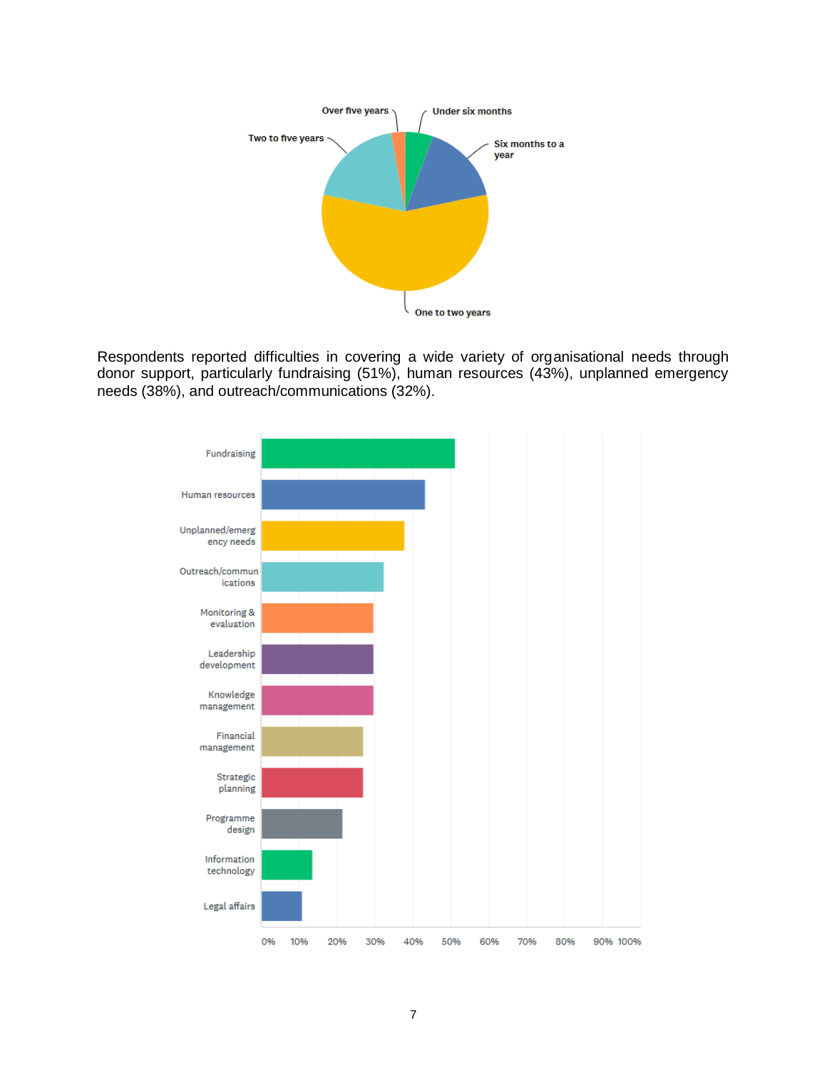Respondents reported difficulties in covering a wide variety of organisational needs through donor support, particularly fundraising (51%), human resources (43%), unplanned emergency needs (38%), and outreach/communications (32%).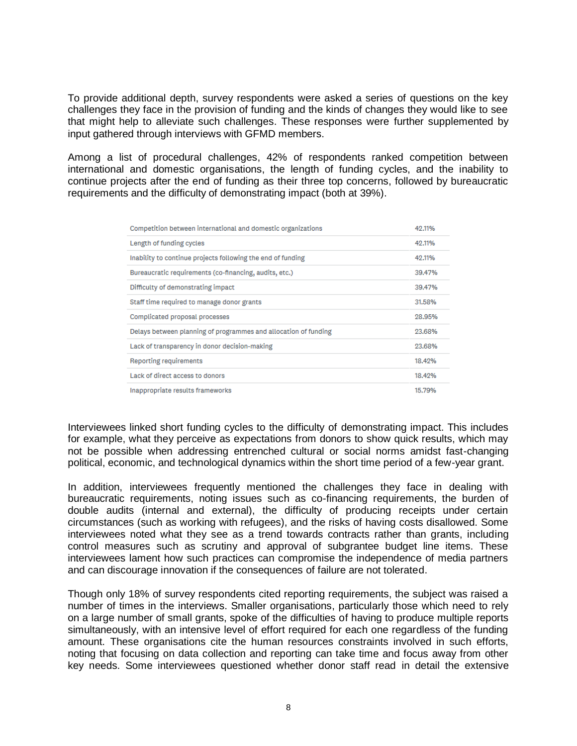To provide additional depth, survey respondents were asked a series of questions on the key challenges they face in the provision of funding and the kinds of changes they would like to see that might help to alleviate such challenges. These responses were further supplemented by input gathered through interviews with GFMD members.

Among a list of procedural challenges, 42% of respondents ranked competition between international and domestic organisations, the length of funding cycles, and the inability to continue projects after the end of funding as their three top concerns, followed by bureaucratic requirements and the difficulty of demonstrating impact (both at 39%).

| | |
|---|---|
| Competition between international and domestic organizations | 42.11% |
| Length of funding cycles | 42.11% |
| Inability to continue projects following the end of funding | 42.11% |
| Bureaucratic requirements (co-financing, audits, etc.) | 39.47% |
| Difficulty of demonstrating impact | 39.47% |
| Staff time required to manage donor grants | 31.58% |
| Complicated proposal processes | 28.95% |
| Delays between planning of programmes and allocation of funding | 23.68% |
| Lack of transparency in donor decision-making | 23.68% |
| Reporting requirements | 18.42% |
| Lack of direct access to donors | 18.42% |
| Inappropriate results frameworks | 15.79% |

Interviewees linked short funding cycles to the difficulty of demonstrating impact. This includes for example, what they perceive as expectations from donors to show quick results, which may not be possible when addressing entrenched cultural or social norms amidst fast-changing political, economic, and technological dynamics within the short time period of a few-year grant.

In addition, interviewees frequently mentioned the challenges they face in dealing with bureaucratic requirements, noting issues such as co-financing requirements, the burden of double audits (internal and external), the difficulty of producing receipts under certain circumstances (such as working with refugees), and the risks of having costs disallowed. Some interviewees noted what they see as a trend towards contracts rather than grants, including control measures such as scrutiny and approval of subgrantee budget line items. These interviewees lament how such practices can compromise the independence of media partners and can discourage innovation if the consequences of failure are not tolerated.

Though only 18% of survey respondents cited reporting requirements, the subject was raised a number of times in the interviews. Smaller organisations, particularly those which need to rely on a large number of small grants, spoke of the difficulties of having to produce multiple reports simultaneously, with an intensive level of effort required for each one regardless of the funding amount. These organisations cite the human resources constraints involved in such efforts, noting that focusing on data collection and reporting can take time and focus away from other key needs. Some interviewees questioned whether donor staff read in detail the extensive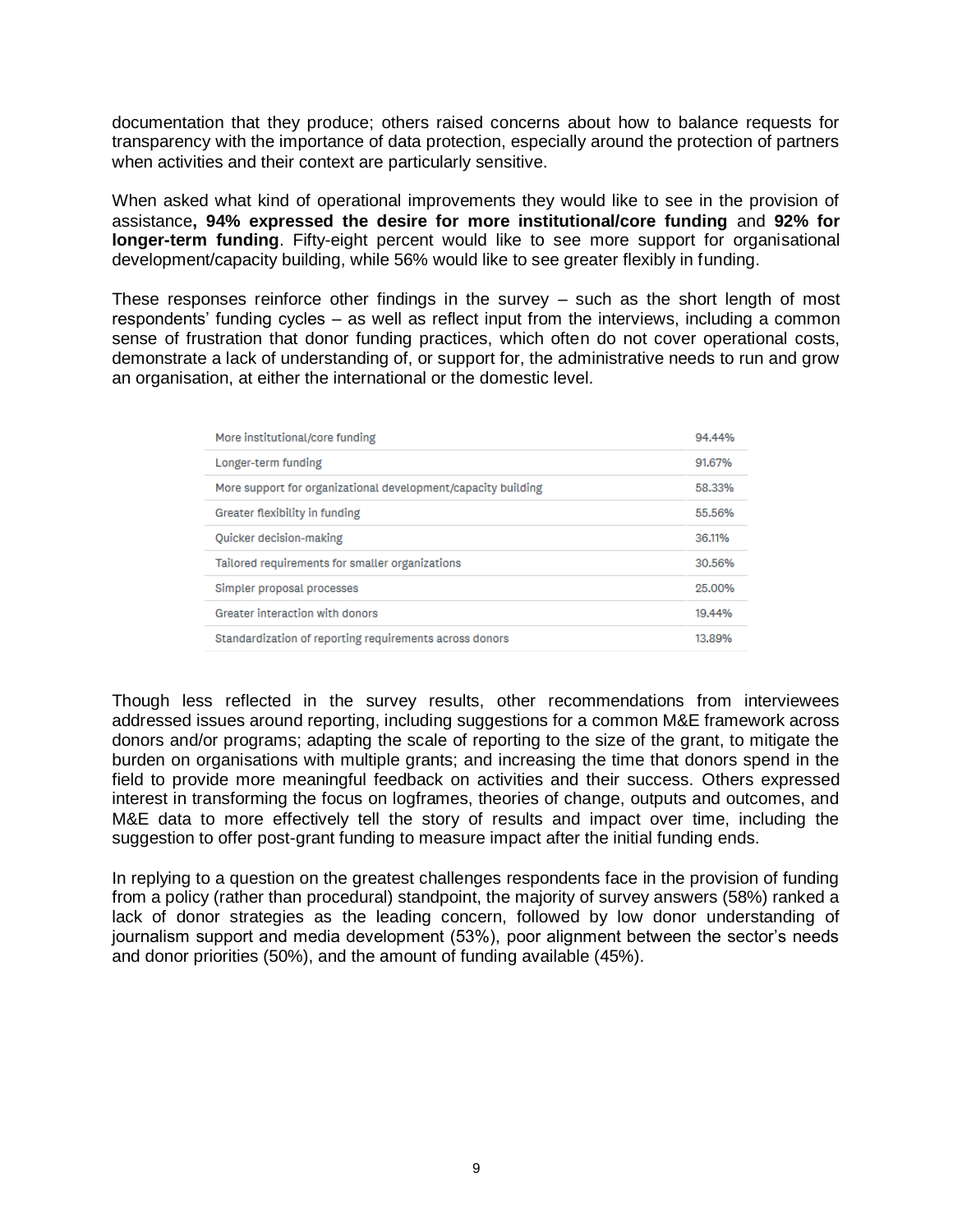documentation that they produce; others raised concerns about how to balance requests for transparency with the importance of data protection, especially around the protection of partners when activities and their context are particularly sensitive.

When asked what kind of operational improvements they would like to see in the provision of assistance**, 94% expressed the desire for more institutional/core funding** and **92% for longer-term funding**. Fifty-eight percent would like to see more support for organisational development/capacity building, while 56% would like to see greater flexibly in funding.

These responses reinforce other findings in the survey – such as the short length of most respondents' funding cycles – as well as reflect input from the interviews, including a common sense of frustration that donor funding practices, which often do not cover operational costs, demonstrate a lack of understanding of, or support for, the administrative needs to run and grow an organisation, at either the international or the domestic level.

| | |
|---|---|
| More institutional/core funding | 94.44% |
| Longer-term funding | 91.67% |
| More support for organizational development/capacity building | 58.33% |
| Greater flexibility in funding | 55.56% |
| Quicker decision-making | 36.11% |
| Tailored requirements for smaller organizations | 30.56% |
| Simpler proposal processes | 25.00% |
| Greater interaction with donors | 19.44% |
| Standardization of reporting requirements across donors | 13.89% |

Though less reflected in the survey results, other recommendations from interviewees addressed issues around reporting, including suggestions for a common M&E framework across donors and/or programs; adapting the scale of reporting to the size of the grant, to mitigate the burden on organisations with multiple grants; and increasing the time that donors spend in the field to provide more meaningful feedback on activities and their success. Others expressed interest in transforming the focus on logframes, theories of change, outputs and outcomes, and M&E data to more effectively tell the story of results and impact over time, including the suggestion to offer post-grant funding to measure impact after the initial funding ends.

In replying to a question on the greatest challenges respondents face in the provision of funding from a policy (rather than procedural) standpoint, the majority of survey answers (58%) ranked a lack of donor strategies as the leading concern, followed by low donor understanding of journalism support and media development (53%), poor alignment between the sector's needs and donor priorities (50%), and the amount of funding available (45%).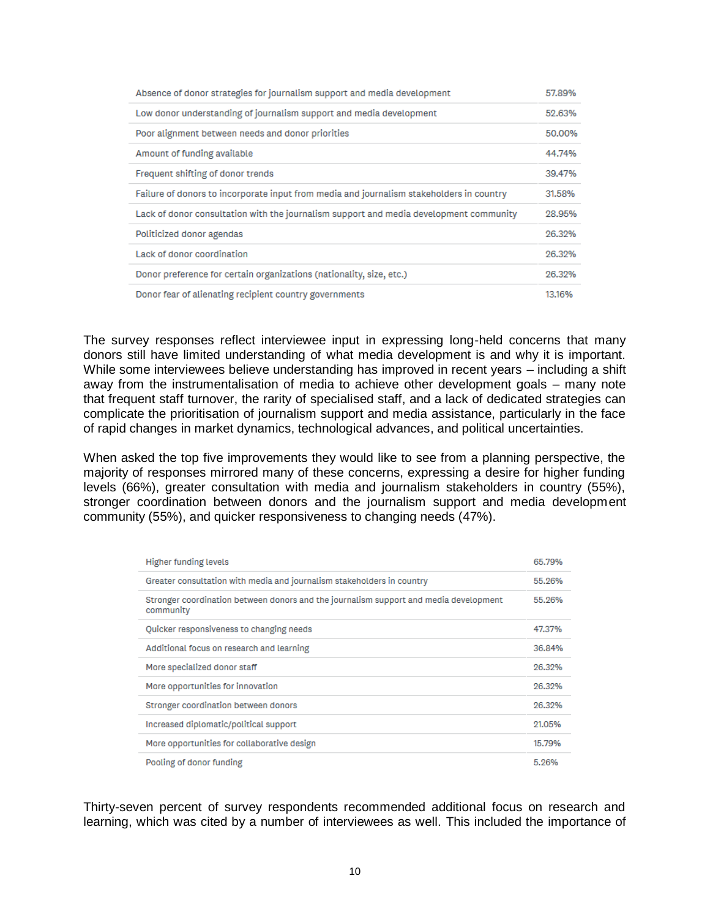| | |
|---|---|
| Absence of donor strategies for journalism support and media development | 57.89% |
| Low donor understanding of journalism support and media development | 52.63% |
| Poor alignment between needs and donor priorities | 50.00% |
| Amount of funding available | 44.74% |
| Frequent shifting of donor trends | 39.47% |
| Failure of donors to incorporate input from media and journalism stakeholders in country | 31.58% |
| Lack of donor consultation with the journalism support and media development community | 28.95% |
| Politicized donor agendas | 26.32% |
| Lack of donor coordination | 26.32% |
| Donor preference for certain organizations (nationality, size, etc.) | 26.32% |
| Donor fear of alienating recipient country governments | 13.16% |

The survey responses reflect interviewee input in expressing long-held concerns that many donors still have limited understanding of what media development is and why it is important. While some interviewees believe understanding has improved in recent years – including a shift away from the instrumentalisation of media to achieve other development goals – many note that frequent staff turnover, the rarity of specialised staff, and a lack of dedicated strategies can complicate the prioritisation of journalism support and media assistance, particularly in the face of rapid changes in market dynamics, technological advances, and political uncertainties.

When asked the top five improvements they would like to see from a planning perspective, the majority of responses mirrored many of these concerns, expressing a desire for higher funding levels (66%), greater consultation with media and journalism stakeholders in country (55%), stronger coordination between donors and the journalism support and media development community (55%), and quicker responsiveness to changing needs (47%).

| | |
|---|---|
| Higher funding levels | 65.79% |
| Greater consultation with media and journalism stakeholders in country | 55.26% |
| Stronger coordination between donors and the journalism support and media development community | 55.26% |
| Quicker responsiveness to changing needs | 47.37% |
| Additional focus on research and learning | 36.84% |
| More specialized donor staff | 26.32% |
| More opportunities for innovation | 26.32% |
| Stronger coordination between donors | 26.32% |
| Increased diplomatic/political support | 21.05% |
| More opportunities for collaborative design | 15.79% |
| Pooling of donor funding | 5.26% |

Thirty-seven percent of survey respondents recommended additional focus on research and learning, which was cited by a number of interviewees as well. This included the importance of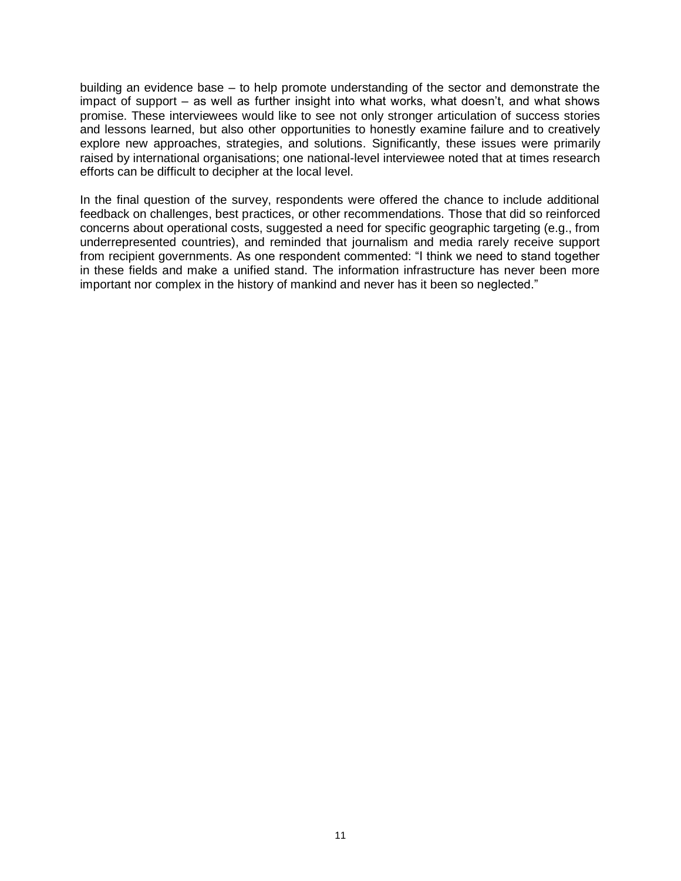building an evidence base – to help promote understanding of the sector and demonstrate the impact of support – as well as further insight into what works, what doesn't, and what shows promise. These interviewees would like to see not only stronger articulation of success stories and lessons learned, but also other opportunities to honestly examine failure and to creatively explore new approaches, strategies, and solutions. Significantly, these issues were primarily raised by international organisations; one national-level interviewee noted that at times research efforts can be difficult to decipher at the local level.

In the final question of the survey, respondents were offered the chance to include additional feedback on challenges, best practices, or other recommendations. Those that did so reinforced concerns about operational costs, suggested a need for specific geographic targeting (e.g., from underrepresented countries), and reminded that journalism and media rarely receive support from recipient governments. As one respondent commented: "I think we need to stand together in these fields and make a unified stand. The information infrastructure has never been more important nor complex in the history of mankind and never has it been so neglected."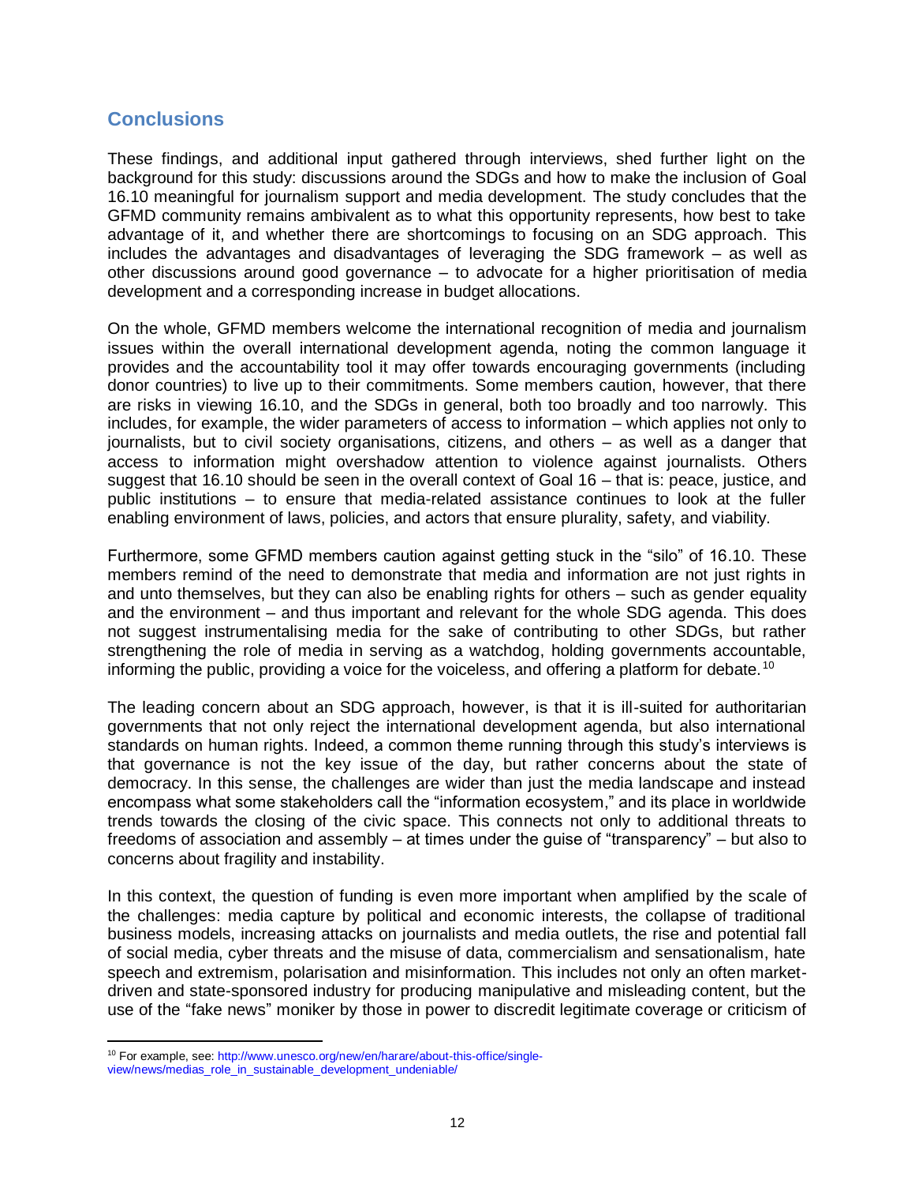## Conclusions

These findings, and additional input gathered through interviews, shed further light on the background for this study: discussions around the SDGs and how to make the inclusion of Goal 16.10 meaningful for journalism support and media development. The study concludes that the GFMD community remains ambivalent as to what this opportunity represents, how best to take advantage of it, and whether there are shortcomings to focusing on an SDG approach. This includes the advantages and disadvantages of leveraging the SDG framework – as well as other discussions around good governance – to advocate for a higher prioritisation of media development and a corresponding increase in budget allocations.

On the whole, GFMD members welcome the international recognition of media and journalism issues within the overall international development agenda, noting the common language it provides and the accountability tool it may offer towards encouraging governments (including donor countries) to live up to their commitments. Some members caution, however, that there are risks in viewing 16.10, and the SDGs in general, both too broadly and too narrowly. This includes, for example, the wider parameters of access to information – which applies not only to journalists, but to civil society organisations, citizens, and others – as well as a danger that access to information might overshadow attention to violence against journalists. Others suggest that 16.10 should be seen in the overall context of Goal 16 – that is: peace, justice, and public institutions – to ensure that media-related assistance continues to look at the fuller enabling environment of laws, policies, and actors that ensure plurality, safety, and viability.

Furthermore, some GFMD members caution against getting stuck in the "silo" of 16.10. These members remind of the need to demonstrate that media and information are not just rights in and unto themselves, but they can also be enabling rights for others – such as gender equality and the environment – and thus important and relevant for the whole SDG agenda. This does not suggest instrumentalising media for the sake of contributing to other SDGs, but rather strengthening the role of media in serving as a watchdog, holding governments accountable, informing the public, providing a voice for the voiceless, and offering a platform for debate.[10]

The leading concern about an SDG approach, however, is that it is ill-suited for authoritarian governments that not only reject the international development agenda, but also international standards on human rights. Indeed, a common theme running through this study's interviews is that governance is not the key issue of the day, but rather concerns about the state of democracy. In this sense, the challenges are wider than just the media landscape and instead encompass what some stakeholders call the "information ecosystem," and its place in worldwide trends towards the closing of the civic space. This connects not only to additional threats to freedoms of association and assembly – at times under the guise of "transparency" – but also to concerns about fragility and instability.

In this context, the question of funding is even more important when amplified by the scale of the challenges: media capture by political and economic interests, the collapse of traditional business models, increasing attacks on journalists and media outlets, the rise and potential fall of social media, cyber threats and the misuse of data, commercialism and sensationalism, hate speech and extremism, polarisation and misinformation. This includes not only an often market-driven and state-sponsored industry for producing manipulative and misleading content, but the use of the "fake news" moniker by those in power to discredit legitimate coverage or criticism of

---

[10] For example, see: http://www.unesco.org/new/en/harare/about-this-office/single-view/news/medias_role_in_sustainable_development_undeniable/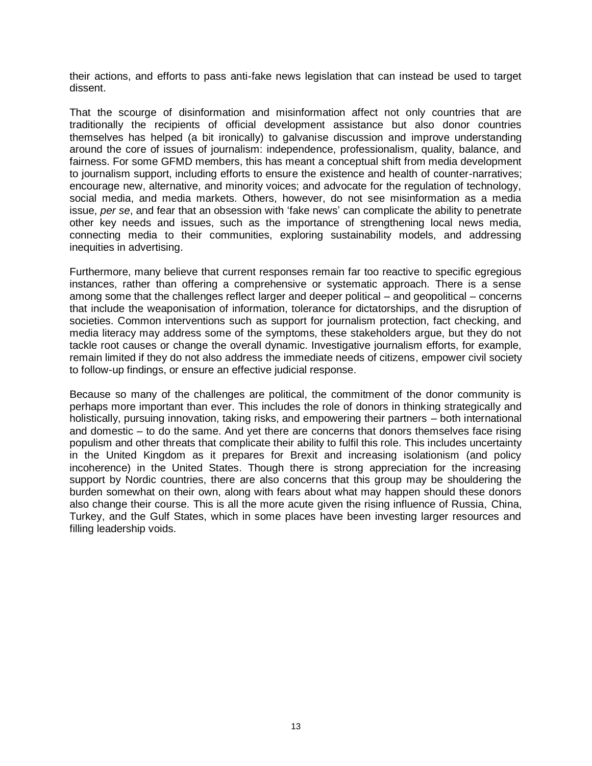their actions, and efforts to pass anti-fake news legislation that can instead be used to target dissent.

That the scourge of disinformation and misinformation affect not only countries that are traditionally the recipients of official development assistance but also donor countries themselves has helped (a bit ironically) to galvanise discussion and improve understanding around the core of issues of journalism: independence, professionalism, quality, balance, and fairness. For some GFMD members, this has meant a conceptual shift from media development to journalism support, including efforts to ensure the existence and health of counter-narratives; encourage new, alternative, and minority voices; and advocate for the regulation of technology, social media, and media markets. Others, however, do not see misinformation as a media issue, *per se*, and fear that an obsession with 'fake news' can complicate the ability to penetrate other key needs and issues, such as the importance of strengthening local news media, connecting media to their communities, exploring sustainability models, and addressing inequities in advertising.

Furthermore, many believe that current responses remain far too reactive to specific egregious instances, rather than offering a comprehensive or systematic approach. There is a sense among some that the challenges reflect larger and deeper political – and geopolitical – concerns that include the weaponisation of information, tolerance for dictatorships, and the disruption of societies. Common interventions such as support for journalism protection, fact checking, and media literacy may address some of the symptoms, these stakeholders argue, but they do not tackle root causes or change the overall dynamic. Investigative journalism efforts, for example, remain limited if they do not also address the immediate needs of citizens, empower civil society to follow-up findings, or ensure an effective judicial response.

Because so many of the challenges are political, the commitment of the donor community is perhaps more important than ever. This includes the role of donors in thinking strategically and holistically, pursuing innovation, taking risks, and empowering their partners – both international and domestic – to do the same. And yet there are concerns that donors themselves face rising populism and other threats that complicate their ability to fulfil this role. This includes uncertainty in the United Kingdom as it prepares for Brexit and increasing isolationism (and policy incoherence) in the United States. Though there is strong appreciation for the increasing support by Nordic countries, there are also concerns that this group may be shouldering the burden somewhat on their own, along with fears about what may happen should these donors also change their course. This is all the more acute given the rising influence of Russia, China, Turkey, and the Gulf States, which in some places have been investing larger resources and filling leadership voids.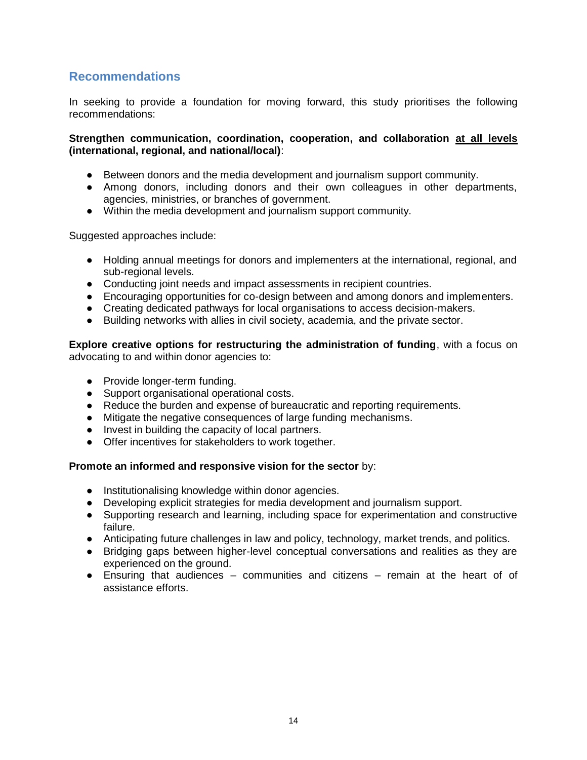## Recommendations

In seeking to provide a foundation for moving forward, this study prioritises the following recommendations:

**Strengthen communication, coordination, cooperation, and collaboration <u>at all levels</u> (international, regional, and national/local)**:

- Between donors and the media development and journalism support community.
- Among donors, including donors and their own colleagues in other departments, agencies, ministries, or branches of government.
- Within the media development and journalism support community.

Suggested approaches include:

- Holding annual meetings for donors and implementers at the international, regional, and sub-regional levels.
- Conducting joint needs and impact assessments in recipient countries.
- Encouraging opportunities for co-design between and among donors and implementers.
- Creating dedicated pathways for local organisations to access decision-makers.
- Building networks with allies in civil society, academia, and the private sector.

**Explore creative options for restructuring the administration of funding**, with a focus on advocating to and within donor agencies to:

- Provide longer-term funding.
- Support organisational operational costs.
- Reduce the burden and expense of bureaucratic and reporting requirements.
- Mitigate the negative consequences of large funding mechanisms.
- Invest in building the capacity of local partners.
- Offer incentives for stakeholders to work together.

**Promote an informed and responsive vision for the sector** by:

- Institutionalising knowledge within donor agencies.
- Developing explicit strategies for media development and journalism support.
- Supporting research and learning, including space for experimentation and constructive failure.
- Anticipating future challenges in law and policy, technology, market trends, and politics.
- Bridging gaps between higher-level conceptual conversations and realities as they are experienced on the ground.
- Ensuring that audiences – communities and citizens – remain at the heart of of assistance efforts.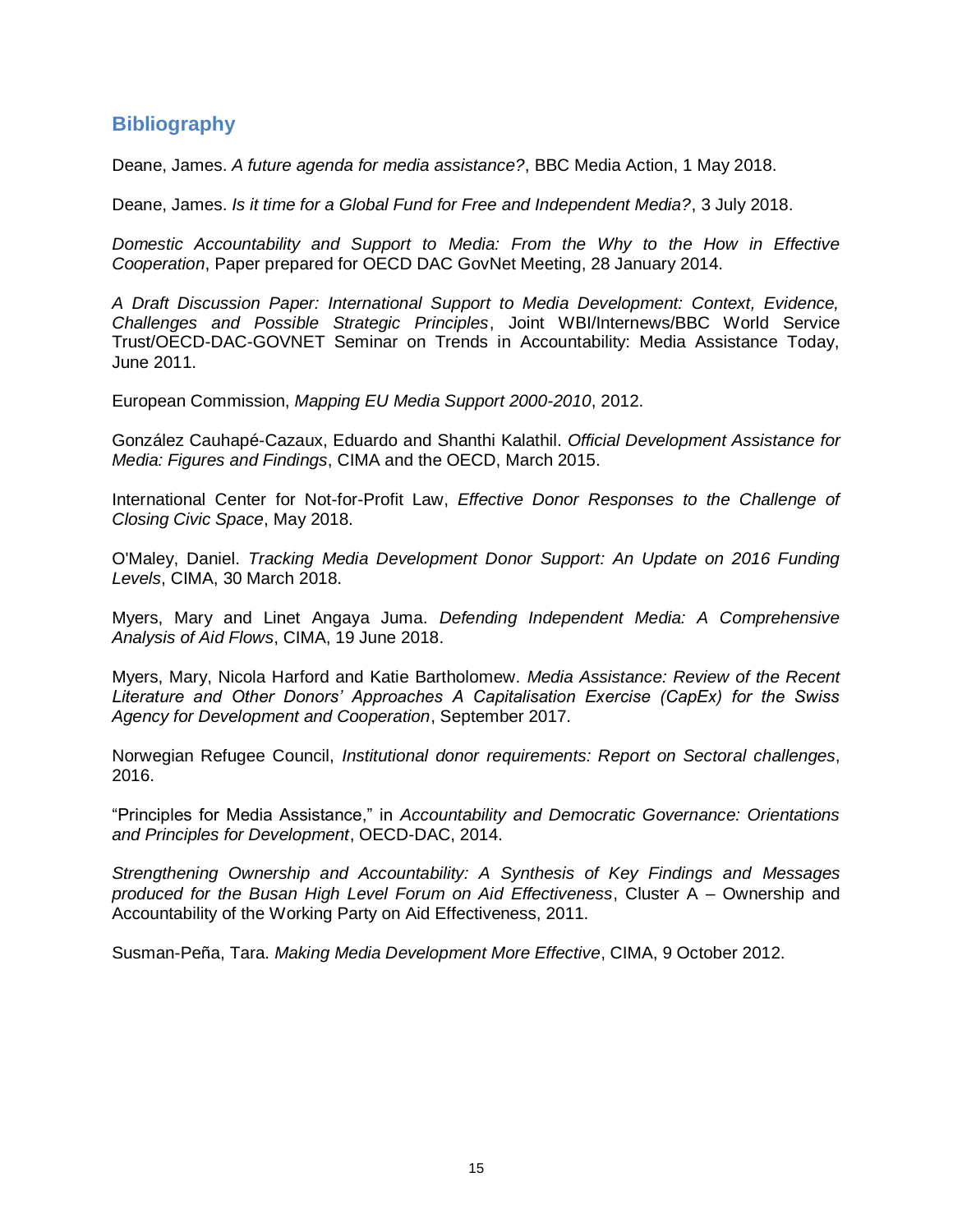## Bibliography

Deane, James. *A future agenda for media assistance?*, BBC Media Action, 1 May 2018.

Deane, James. *Is it time for a Global Fund for Free and Independent Media?*, 3 July 2018.

*Domestic Accountability and Support to Media: From the Why to the How in Effective Cooperation*, Paper prepared for OECD DAC GovNet Meeting, 28 January 2014.

*A Draft Discussion Paper: International Support to Media Development: Context, Evidence, Challenges and Possible Strategic Principles*, Joint WBI/Internews/BBC World Service Trust/OECD-DAC-GOVNET Seminar on Trends in Accountability: Media Assistance Today, June 2011.

European Commission, *Mapping EU Media Support 2000-2010*, 2012.

González Cauhapé-Cazaux, Eduardo and Shanthi Kalathil. *Official Development Assistance for Media: Figures and Findings*, CIMA and the OECD, March 2015.

International Center for Not-for-Profit Law, *Effective Donor Responses to the Challenge of Closing Civic Space*, May 2018.

O'Maley, Daniel. *Tracking Media Development Donor Support: An Update on 2016 Funding Levels*, CIMA, 30 March 2018.

Myers, Mary and Linet Angaya Juma. *Defending Independent Media: A Comprehensive Analysis of Aid Flows*, CIMA, 19 June 2018.

Myers, Mary, Nicola Harford and Katie Bartholomew. *Media Assistance: Review of the Recent Literature and Other Donors' Approaches A Capitalisation Exercise (CapEx) for the Swiss Agency for Development and Cooperation*, September 2017.

Norwegian Refugee Council, *Institutional donor requirements: Report on Sectoral challenges*, 2016.

"Principles for Media Assistance," in *Accountability and Democratic Governance: Orientations and Principles for Development*, OECD-DAC, 2014.

*Strengthening Ownership and Accountability: A Synthesis of Key Findings and Messages produced for the Busan High Level Forum on Aid Effectiveness*, Cluster A – Ownership and Accountability of the Working Party on Aid Effectiveness, 2011.

Susman-Peña, Tara. *Making Media Development More Effective*, CIMA, 9 October 2012.